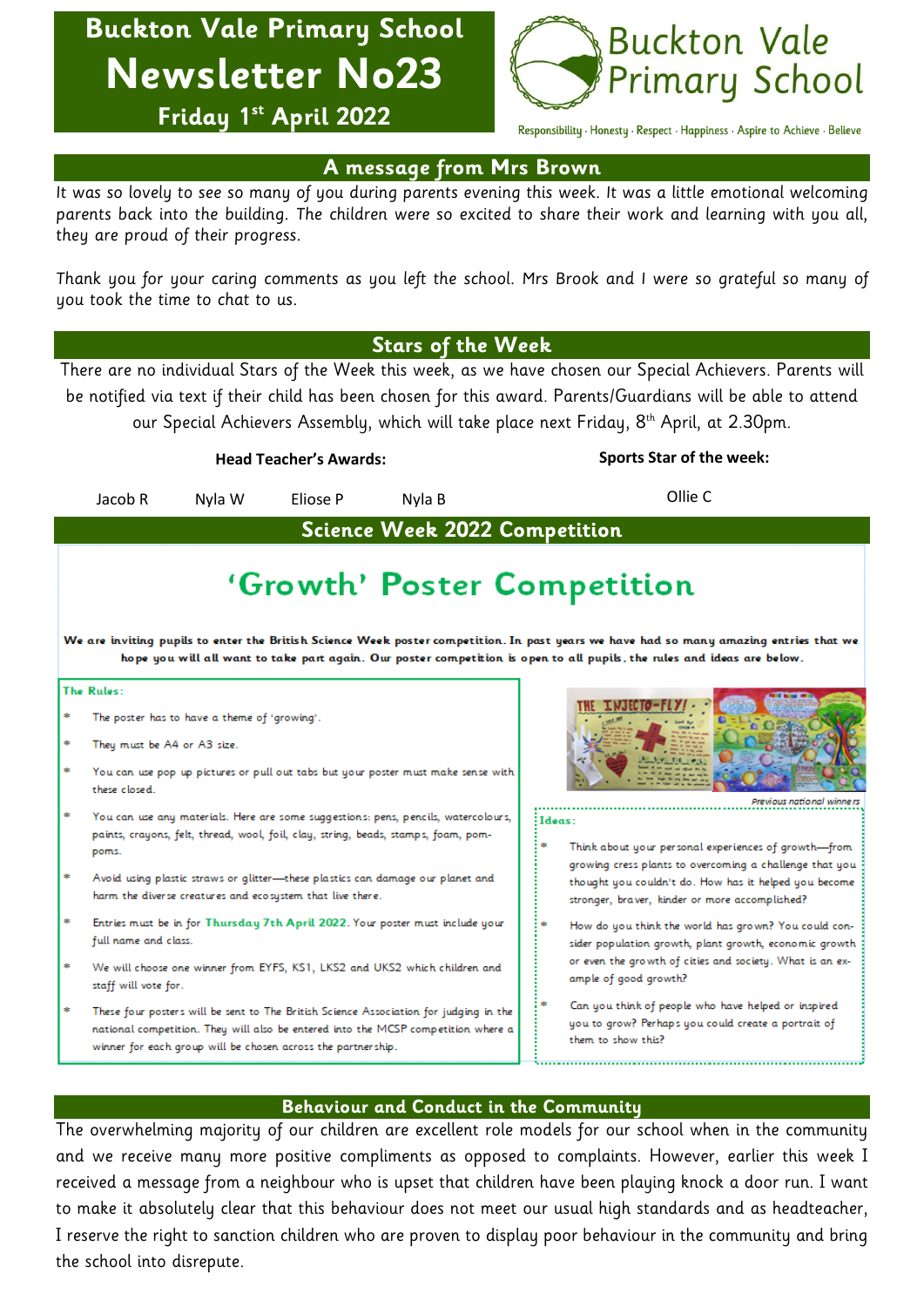# Buckton Vale Primary School

# Newsletter No23

**Friday 1st April 2022**

Buckton Vale Primary School

Responsibility · Honesty · Respect · Happiness · Aspire to Achieve · Believe

## A message from Mrs Brown

It was so lovely to see so many of you during parents evening this week. It was a little emotional welcoming parents back into the building. The children were so excited to share their work and learning with you all, they are proud of their progress.

Thank you for your caring comments as you left the school. Mrs Brook and I were so grateful so many of you took the time to chat to us.

## Stars of the Week

There are no individual Stars of the Week this week, as we have chosen our Special Achievers. Parents will be notified via text if their child has been chosen for this award. Parents/Guardians will be able to attend our Special Achievers Assembly, which will take place next Friday, 8th April, at 2.30pm.

**Head Teacher's Awards:**

Jacob R    Nyla W    Eliose P    Nyla B

**Sports Star of the week:**

Ollie C

## Science Week 2022 Competition

### 'Growth' Poster Competition

**We are inviting pupils to enter the British Science Week poster competition. In past years we have had so many amazing entries that we hope you will all want to take part again. Our poster competition is open to all pupils, the rules and ideas are below.**

**The Rules:**

* The poster has to have a theme of 'growing'.
* They must be A4 or A3 size.
* You can use pop up pictures or pull out tabs but your poster must make sense with these closed.
* You can use any materials. Here are some suggestions: pens, pencils, watercolours, paints, crayons, felt, thread, wool, foil, clay, string, beads, stamps, foam, pom-poms.
* Avoid using plastic straws or glitter—these plastics can damage our planet and harm the diverse creatures and ecosystem that live there.
* Entries must be in for **Thursday 7th April 2022**. Your poster must include your full name and class.
* We will choose one winner from EYFS, KS1, LKS2 and UKS2 which children and staff will vote for.
* These four posters will be sent to The British Science Association for judging in the national competition. They will also be entered into the MCSP competition where a winner for each group will be chosen across the partnership.

*Previous national winners*

**Ideas:**

* Think about your personal experiences of growth—from growing cress plants to overcoming a challenge that you thought you couldn't do. How has it helped you become stronger, braver, kinder or more accomplished?
* How do you think the world has grown? You could consider population growth, plant growth, economic growth or even the growth of cities and society. What is an example of good growth?
* Can you think of people who have helped or inspired you to grow? Perhaps you could create a portrait of them to show this?

## Behaviour and Conduct in the Community

The overwhelming majority of our children are excellent role models for our school when in the community and we receive many more positive compliments as opposed to complaints. However, earlier this week I received a message from a neighbour who is upset that children have been playing knock a door run. I want to make it absolutely clear that this behaviour does not meet our usual high standards and as headteacher, I reserve the right to sanction children who are proven to display poor behaviour in the community and bring the school into disrepute.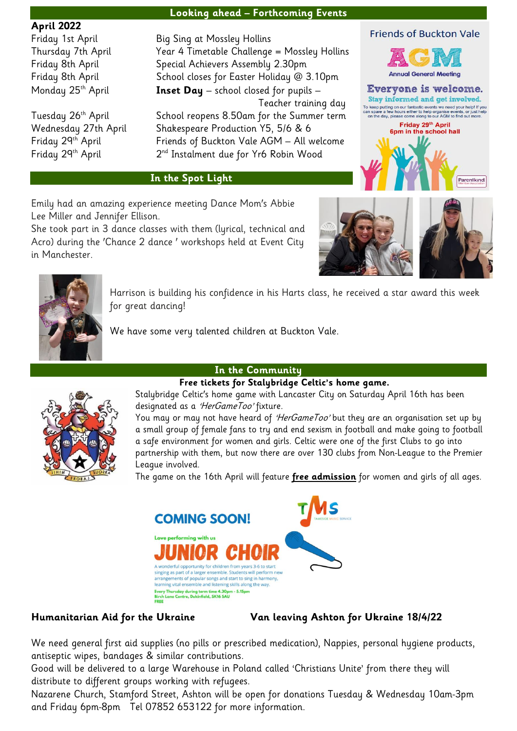## Looking ahead – Forthcoming Events

**April 2022**

| | |
|---|---|
| Friday 1st April | Big Sing at Mossley Hollins |
| Thursday 7th April | Year 4 Timetable Challenge = Mossley Hollins |
| Friday 8th April | Special Achievers Assembly 2.30pm |
| Friday 8th April | School closes for Easter Holiday @ 3.10pm |
| Monday 25th April | **Inset Day** – school closed for pupils – Teacher training day |
| Tuesday 26th April | School reopens 8.50am for the Summer term |
| Wednesday 27th April | Shakespeare Production Y5, 5/6 & 6 |
| Friday 29th April | Friends of Buckton Vale AGM – All welcome |
| Friday 29th April | 2nd Instalment due for Yr6 Robin Wood |

Friends of Buckton Vale

AGM

Annual General Meeting

Everyone is welcome.

Stay informed and get involved.

To keep putting on our fantastic events we need your help! If you can spare a few hours either to help organise events, or just help on the day, please come along to our AGM to find out more.

Friday 29th April

6pm in the school hall

Parentkind

## In the Spot Light

Emily had an amazing experience meeting Dance Mom's Abbie Lee Miller and Jennifer Ellison.

She took part in 3 dance classes with them (lyrical, technical and Acro) during the 'Chance 2 dance ' workshops held at Event City in Manchester.

Harrison is building his confidence in his Harts class, he received a star award this week for great dancing!

We have some very talented children at Buckton Vale.

## In the Community

**Free tickets for Stalybridge Celtic's home game.**

Stalybridge Celtic's home game with Lancaster City on Saturday April 16th has been designated as a *'HerGameToo'* fixture.

You may or may not have heard of *'HerGameToo'* but they are an organisation set up by a small group of female fans to try and end sexism in football and make going to football a safe environment for women and girls. Celtic were one of the first Clubs to go into partnership with them, but now there are over 130 clubs from Non-League to the Premier League involved.

The game on the 16th April will feature **free admission** for women and girls of all ages.

COMING SOON!

Love performing with us

JUNIOR CHOIR

A wonderful opportunity for children from years 3-6 to start singing as part of a larger ensemble. Students will perform new arrangements of popular songs and start to sing in harmony, learning vital ensemble and listening skills along the way.

Every Thursday during term time 4.30pm - 5.15pm

Birch Lane Centre, Dukinfield, SK16 5AU

FREE

TMS Tameside Music Service

**Humanitarian Aid for the Ukraine** **Van leaving Ashton for Ukraine 18/4/22**

We need general first aid supplies (no pills or prescribed medication), Nappies, personal hygiene products, antiseptic wipes, bandages & similar contributions.

Good will be delivered to a large Warehouse in Poland called 'Christians Unite' from there they will distribute to different groups working with refugees.

Nazarene Church, Stamford Street, Ashton will be open for donations Tuesday & Wednesday 10am-3pm and Friday 6pm-8pm Tel 07852 653122 for more information.